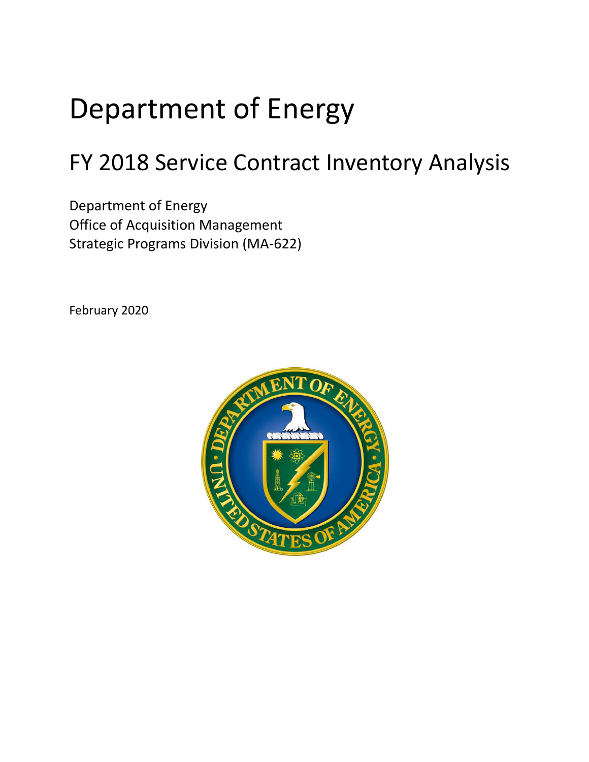# Department of Energy

## FY 2018 Service Contract Inventory Analysis

Department of Energy
Office of Acquisition Management
Strategic Programs Division (MA-622)

February 2020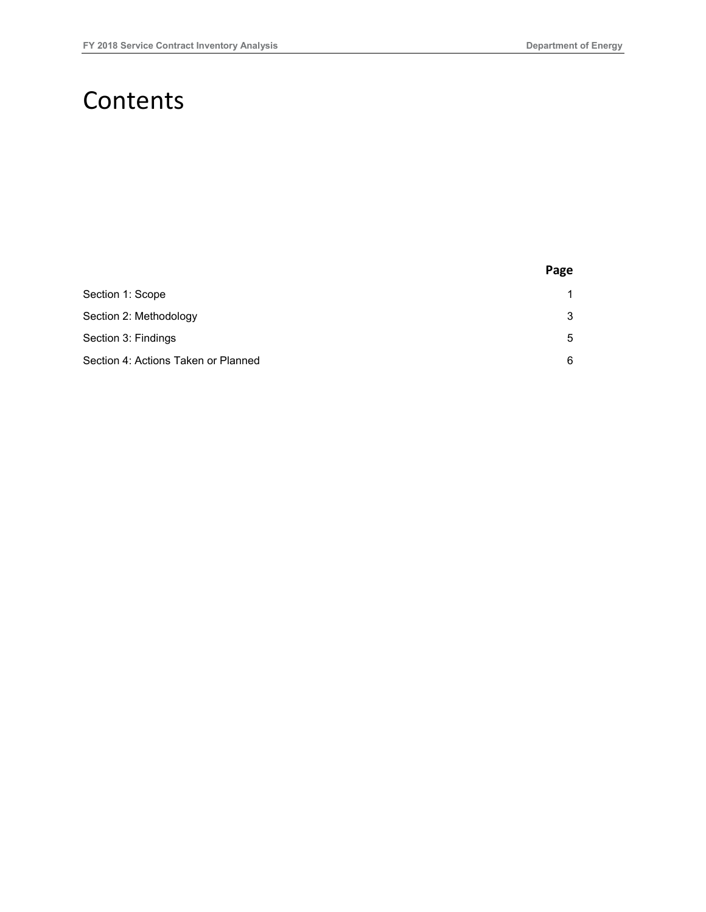# Contents

| | Page |
|---|---|
| Section 1: Scope | 1 |
| Section 2: Methodology | 3 |
| Section 3: Findings | 5 |
| Section 4: Actions Taken or Planned | 6 |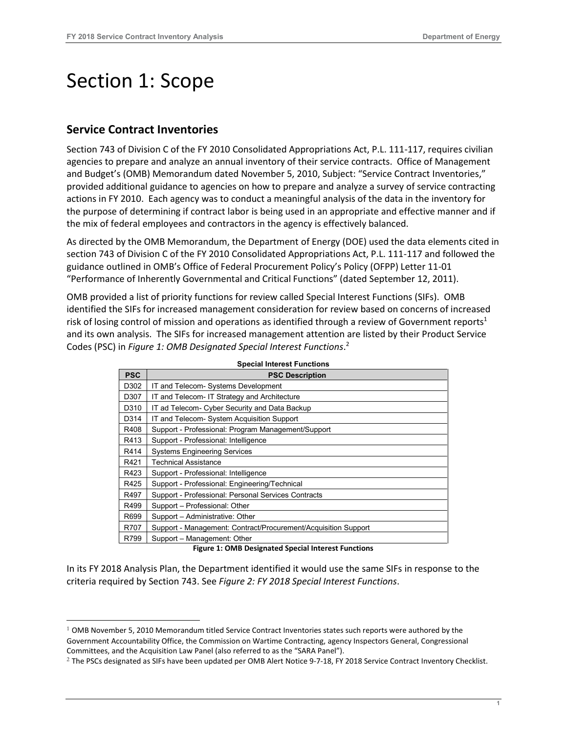# Section 1: Scope

## Service Contract Inventories

Section 743 of Division C of the FY 2010 Consolidated Appropriations Act, P.L. 111-117, requires civilian agencies to prepare and analyze an annual inventory of their service contracts. Office of Management and Budget's (OMB) Memorandum dated November 5, 2010, Subject: "Service Contract Inventories," provided additional guidance to agencies on how to prepare and analyze a survey of service contracting actions in FY 2010. Each agency was to conduct a meaningful analysis of the data in the inventory for the purpose of determining if contract labor is being used in an appropriate and effective manner and if the mix of federal employees and contractors in the agency is effectively balanced.

As directed by the OMB Memorandum, the Department of Energy (DOE) used the data elements cited in section 743 of Division C of the FY 2010 Consolidated Appropriations Act, P.L. 111-117 and followed the guidance outlined in OMB's Office of Federal Procurement Policy's Policy (OFPP) Letter 11-01 "Performance of Inherently Governmental and Critical Functions" (dated September 12, 2011).

OMB provided a list of priority functions for review called Special Interest Functions (SIFs). OMB identified the SIFs for increased management consideration for review based on concerns of increased risk of losing control of mission and operations as identified through a review of Government reports[1] and its own analysis. The SIFs for increased management attention are listed by their Product Service Codes (PSC) in *Figure 1: OMB Designated Special Interest Functions*.[2]

**Special Interest Functions**

| PSC | PSC Description |
|---|---|
| D302 | IT and Telecom- Systems Development |
| D307 | IT and Telecom- IT Strategy and Architecture |
| D310 | IT ad Telecom- Cyber Security and Data Backup |
| D314 | IT and Telecom- System Acquisition Support |
| R408 | Support - Professional: Program Management/Support |
| R413 | Support - Professional: Intelligence |
| R414 | Systems Engineering Services |
| R421 | Technical Assistance |
| R423 | Support - Professional: Intelligence |
| R425 | Support - Professional: Engineering/Technical |
| R497 | Support - Professional: Personal Services Contracts |
| R499 | Support – Professional: Other |
| R699 | Support – Administrative: Other |
| R707 | Support - Management: Contract/Procurement/Acquisition Support |
| R799 | Support – Management: Other |

**Figure 1: OMB Designated Special Interest Functions**

In its FY 2018 Analysis Plan, the Department identified it would use the same SIFs in response to the criteria required by Section 743. See *Figure 2: FY 2018 Special Interest Functions*.

---

[1] OMB November 5, 2010 Memorandum titled Service Contract Inventories states such reports were authored by the Government Accountability Office, the Commission on Wartime Contracting, agency Inspectors General, Congressional Committees, and the Acquisition Law Panel (also referred to as the "SARA Panel").

[2] The PSCs designated as SIFs have been updated per OMB Alert Notice 9-7-18, FY 2018 Service Contract Inventory Checklist.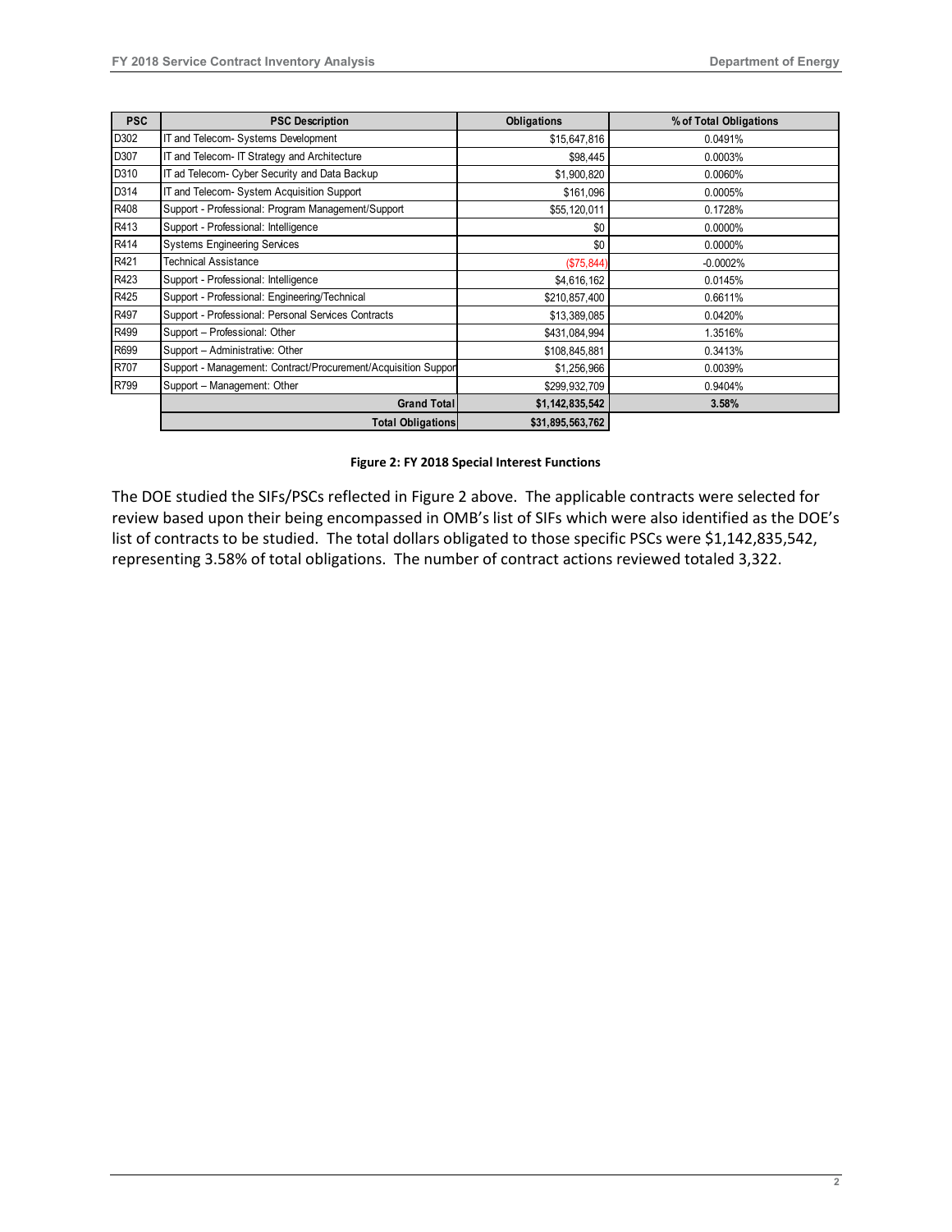| PSC | PSC Description | Obligations | % of Total Obligations |
|---|---|---|---|
| D302 | IT and Telecom- Systems Development | $15,647,816 | 0.0491% |
| D307 | IT and Telecom- IT Strategy and Architecture | $98,445 | 0.0003% |
| D310 | IT ad Telecom- Cyber Security and Data Backup | $1,900,820 | 0.0060% |
| D314 | IT and Telecom- System Acquisition Support | $161,096 | 0.0005% |
| R408 | Support - Professional: Program Management/Support | $55,120,011 | 0.1728% |
| R413 | Support - Professional: Intelligence | $0 | 0.0000% |
| R414 | Systems Engineering Services | $0 | 0.0000% |
| R421 | Technical Assistance | ($75,844) | -0.0002% |
| R423 | Support - Professional: Intelligence | $4,616,162 | 0.0145% |
| R425 | Support - Professional: Engineering/Technical | $210,857,400 | 0.6611% |
| R497 | Support - Professional: Personal Services Contracts | $13,389,085 | 0.0420% |
| R499 | Support – Professional: Other | $431,084,994 | 1.3516% |
| R699 | Support – Administrative: Other | $108,845,881 | 0.3413% |
| R707 | Support - Management: Contract/Procurement/Acquisition Suppor | $1,256,966 | 0.0039% |
| R799 | Support – Management: Other | $299,932,709 | 0.9404% |
| | **Grand Total** | **$1,142,835,542** | **3.58%** |
| | **Total Obligations** | **$31,895,563,762** | |

**Figure 2: FY 2018 Special Interest Functions**

The DOE studied the SIFs/PSCs reflected in Figure 2 above. The applicable contracts were selected for review based upon their being encompassed in OMB's list of SIFs which were also identified as the DOE's list of contracts to be studied. The total dollars obligated to those specific PSCs were $1,142,835,542, representing 3.58% of total obligations. The number of contract actions reviewed totaled 3,322.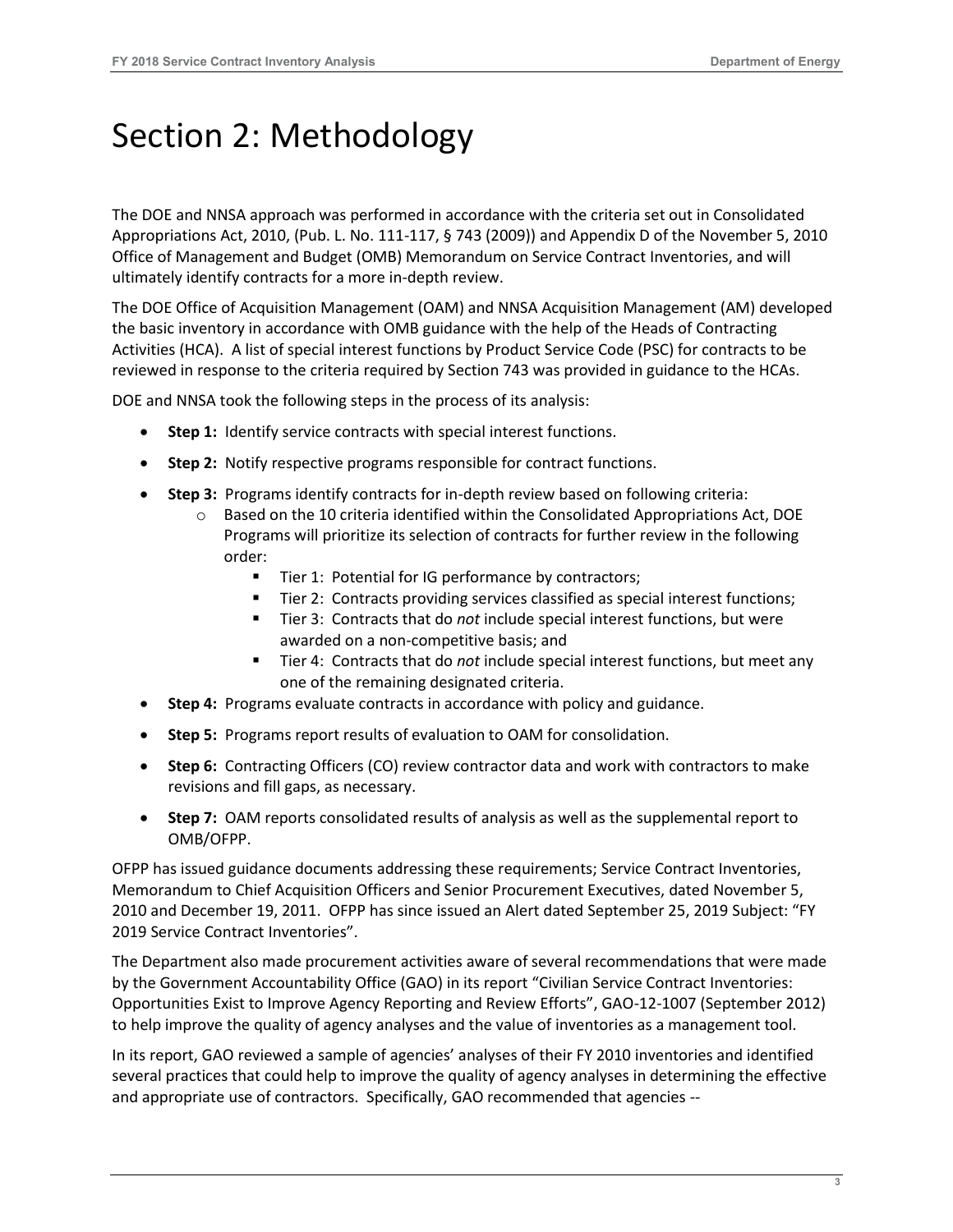# Section 2: Methodology

The DOE and NNSA approach was performed in accordance with the criteria set out in Consolidated Appropriations Act, 2010, (Pub. L. No. 111-117, § 743 (2009)) and Appendix D of the November 5, 2010 Office of Management and Budget (OMB) Memorandum on Service Contract Inventories, and will ultimately identify contracts for a more in-depth review.

The DOE Office of Acquisition Management (OAM) and NNSA Acquisition Management (AM) developed the basic inventory in accordance with OMB guidance with the help of the Heads of Contracting Activities (HCA). A list of special interest functions by Product Service Code (PSC) for contracts to be reviewed in response to the criteria required by Section 743 was provided in guidance to the HCAs.

DOE and NNSA took the following steps in the process of its analysis:

- **Step 1:** Identify service contracts with special interest functions.
- **Step 2:** Notify respective programs responsible for contract functions.
- **Step 3:** Programs identify contracts for in-depth review based on following criteria:
  - Based on the 10 criteria identified within the Consolidated Appropriations Act, DOE Programs will prioritize its selection of contracts for further review in the following order:
    - Tier 1: Potential for IG performance by contractors;
    - Tier 2: Contracts providing services classified as special interest functions;
    - Tier 3: Contracts that do *not* include special interest functions, but were awarded on a non-competitive basis; and
    - Tier 4: Contracts that do *not* include special interest functions, but meet any one of the remaining designated criteria.
- **Step 4:** Programs evaluate contracts in accordance with policy and guidance.
- **Step 5:** Programs report results of evaluation to OAM for consolidation.
- **Step 6:** Contracting Officers (CO) review contractor data and work with contractors to make revisions and fill gaps, as necessary.
- **Step 7:** OAM reports consolidated results of analysis as well as the supplemental report to OMB/OFPP.

OFPP has issued guidance documents addressing these requirements; Service Contract Inventories, Memorandum to Chief Acquisition Officers and Senior Procurement Executives, dated November 5, 2010 and December 19, 2011. OFPP has since issued an Alert dated September 25, 2019 Subject: "FY 2019 Service Contract Inventories".

The Department also made procurement activities aware of several recommendations that were made by the Government Accountability Office (GAO) in its report "Civilian Service Contract Inventories: Opportunities Exist to Improve Agency Reporting and Review Efforts", GAO-12-1007 (September 2012) to help improve the quality of agency analyses and the value of inventories as a management tool.

In its report, GAO reviewed a sample of agencies' analyses of their FY 2010 inventories and identified several practices that could help to improve the quality of agency analyses in determining the effective and appropriate use of contractors. Specifically, GAO recommended that agencies --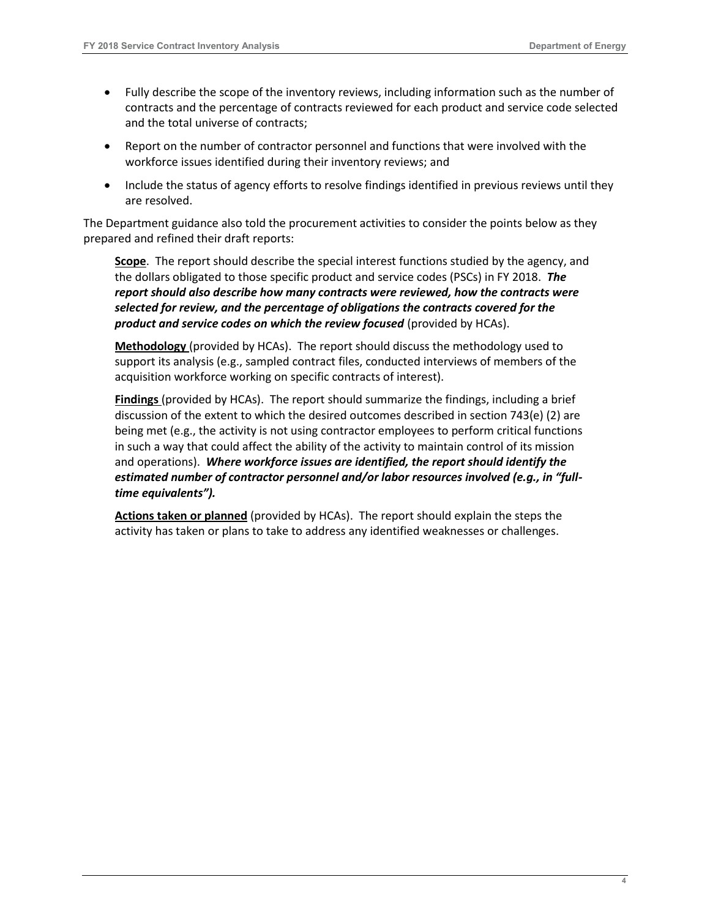- Fully describe the scope of the inventory reviews, including information such as the number of contracts and the percentage of contracts reviewed for each product and service code selected and the total universe of contracts;
- Report on the number of contractor personnel and functions that were involved with the workforce issues identified during their inventory reviews; and
- Include the status of agency efforts to resolve findings identified in previous reviews until they are resolved.

The Department guidance also told the procurement activities to consider the points below as they prepared and refined their draft reports:

**Scope**. The report should describe the special interest functions studied by the agency, and the dollars obligated to those specific product and service codes (PSCs) in FY 2018. ***The report should also describe how many contracts were reviewed, how the contracts were selected for review, and the percentage of obligations the contracts covered for the product and service codes on which the review focused*** (provided by HCAs).

**Methodology** (provided by HCAs). The report should discuss the methodology used to support its analysis (e.g., sampled contract files, conducted interviews of members of the acquisition workforce working on specific contracts of interest).

**Findings** (provided by HCAs). The report should summarize the findings, including a brief discussion of the extent to which the desired outcomes described in section 743(e) (2) are being met (e.g., the activity is not using contractor employees to perform critical functions in such a way that could affect the ability of the activity to maintain control of its mission and operations). ***Where workforce issues are identified, the report should identify the estimated number of contractor personnel and/or labor resources involved (e.g., in "full-time equivalents").***

**Actions taken or planned** (provided by HCAs). The report should explain the steps the activity has taken or plans to take to address any identified weaknesses or challenges.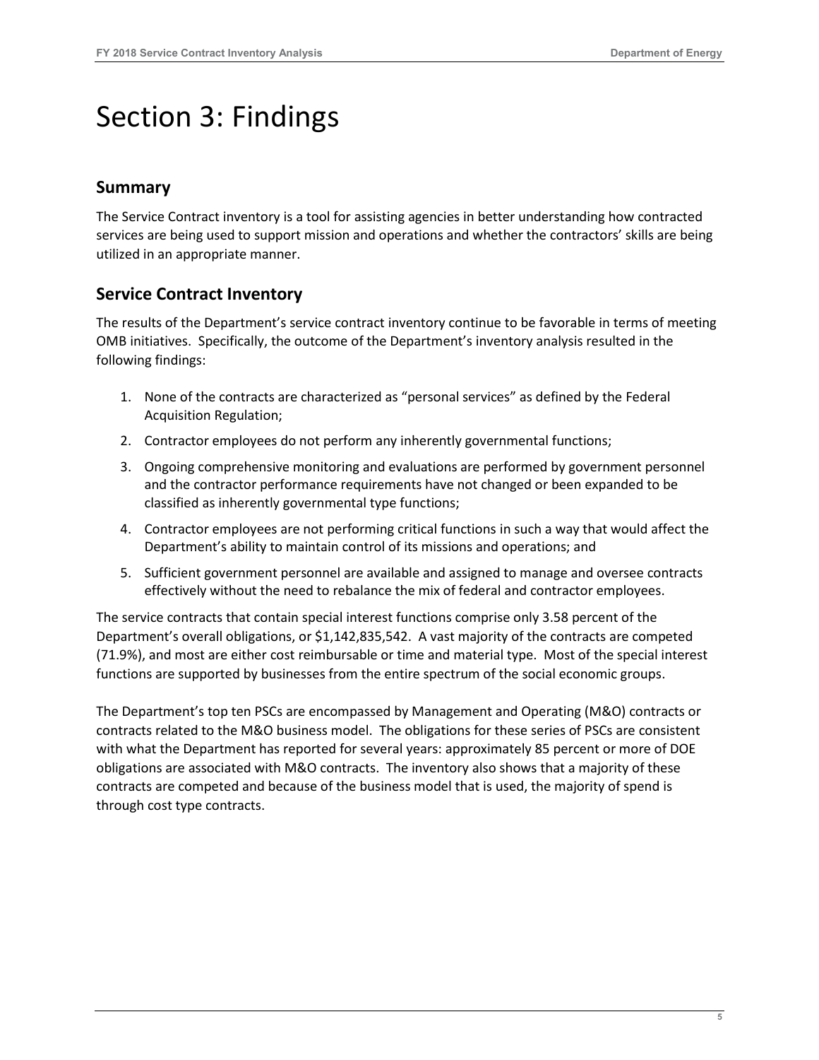# Section 3: Findings

## Summary

The Service Contract inventory is a tool for assisting agencies in better understanding how contracted services are being used to support mission and operations and whether the contractors' skills are being utilized in an appropriate manner.

## Service Contract Inventory

The results of the Department's service contract inventory continue to be favorable in terms of meeting OMB initiatives. Specifically, the outcome of the Department's inventory analysis resulted in the following findings:

1. None of the contracts are characterized as "personal services" as defined by the Federal Acquisition Regulation;
2. Contractor employees do not perform any inherently governmental functions;
3. Ongoing comprehensive monitoring and evaluations are performed by government personnel and the contractor performance requirements have not changed or been expanded to be classified as inherently governmental type functions;
4. Contractor employees are not performing critical functions in such a way that would affect the Department's ability to maintain control of its missions and operations; and
5. Sufficient government personnel are available and assigned to manage and oversee contracts effectively without the need to rebalance the mix of federal and contractor employees.

The service contracts that contain special interest functions comprise only 3.58 percent of the Department's overall obligations, or $1,142,835,542. A vast majority of the contracts are competed (71.9%), and most are either cost reimbursable or time and material type. Most of the special interest functions are supported by businesses from the entire spectrum of the social economic groups.

The Department's top ten PSCs are encompassed by Management and Operating (M&O) contracts or contracts related to the M&O business model. The obligations for these series of PSCs are consistent with what the Department has reported for several years: approximately 85 percent or more of DOE obligations are associated with M&O contracts. The inventory also shows that a majority of these contracts are competed and because of the business model that is used, the majority of spend is through cost type contracts.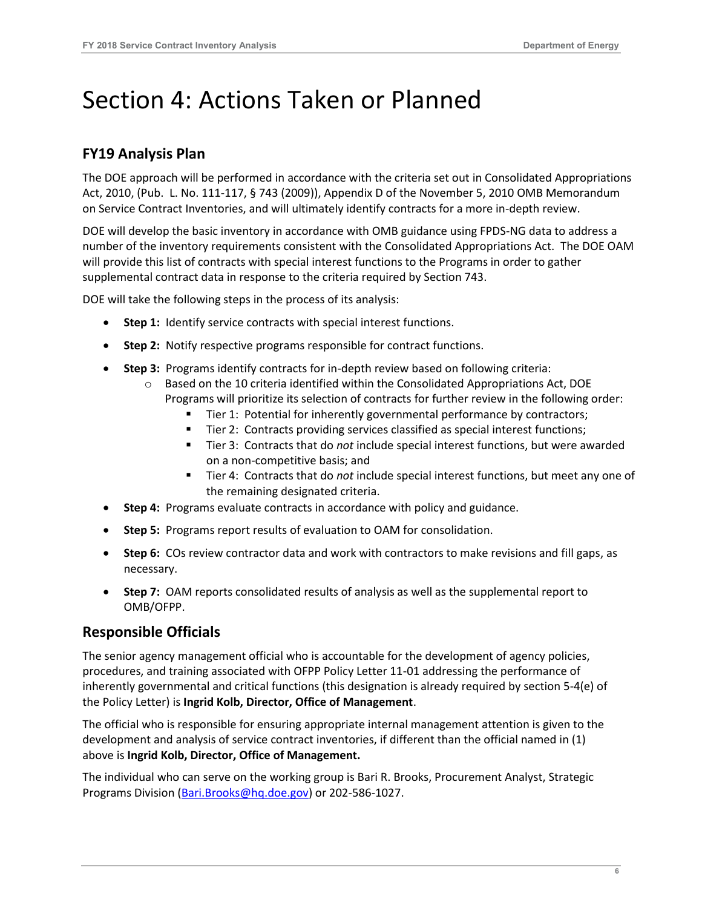# Section 4: Actions Taken or Planned

## FY19 Analysis Plan

The DOE approach will be performed in accordance with the criteria set out in Consolidated Appropriations Act, 2010, (Pub. L. No. 111-117, § 743 (2009)), Appendix D of the November 5, 2010 OMB Memorandum on Service Contract Inventories, and will ultimately identify contracts for a more in-depth review.

DOE will develop the basic inventory in accordance with OMB guidance using FPDS-NG data to address a number of the inventory requirements consistent with the Consolidated Appropriations Act. The DOE OAM will provide this list of contracts with special interest functions to the Programs in order to gather supplemental contract data in response to the criteria required by Section 743.

DOE will take the following steps in the process of its analysis:

- **Step 1:** Identify service contracts with special interest functions.
- **Step 2:** Notify respective programs responsible for contract functions.
- **Step 3:** Programs identify contracts for in-depth review based on following criteria:
  - Based on the 10 criteria identified within the Consolidated Appropriations Act, DOE Programs will prioritize its selection of contracts for further review in the following order:
    - Tier 1: Potential for inherently governmental performance by contractors;
    - Tier 2: Contracts providing services classified as special interest functions;
    - Tier 3: Contracts that do *not* include special interest functions, but were awarded on a non-competitive basis; and
    - Tier 4: Contracts that do *not* include special interest functions, but meet any one of the remaining designated criteria.
- **Step 4:** Programs evaluate contracts in accordance with policy and guidance.
- **Step 5:** Programs report results of evaluation to OAM for consolidation.
- **Step 6:** COs review contractor data and work with contractors to make revisions and fill gaps, as necessary.
- **Step 7:** OAM reports consolidated results of analysis as well as the supplemental report to OMB/OFPP.

## Responsible Officials

The senior agency management official who is accountable for the development of agency policies, procedures, and training associated with OFPP Policy Letter 11-01 addressing the performance of inherently governmental and critical functions (this designation is already required by section 5-4(e) of the Policy Letter) is **Ingrid Kolb, Director, Office of Management**.

The official who is responsible for ensuring appropriate internal management attention is given to the development and analysis of service contract inventories, if different than the official named in (1) above is **Ingrid Kolb, Director, Office of Management.**

The individual who can serve on the working group is Bari R. Brooks, Procurement Analyst, Strategic Programs Division (Bari.Brooks@hq.doe.gov) or 202-586-1027.